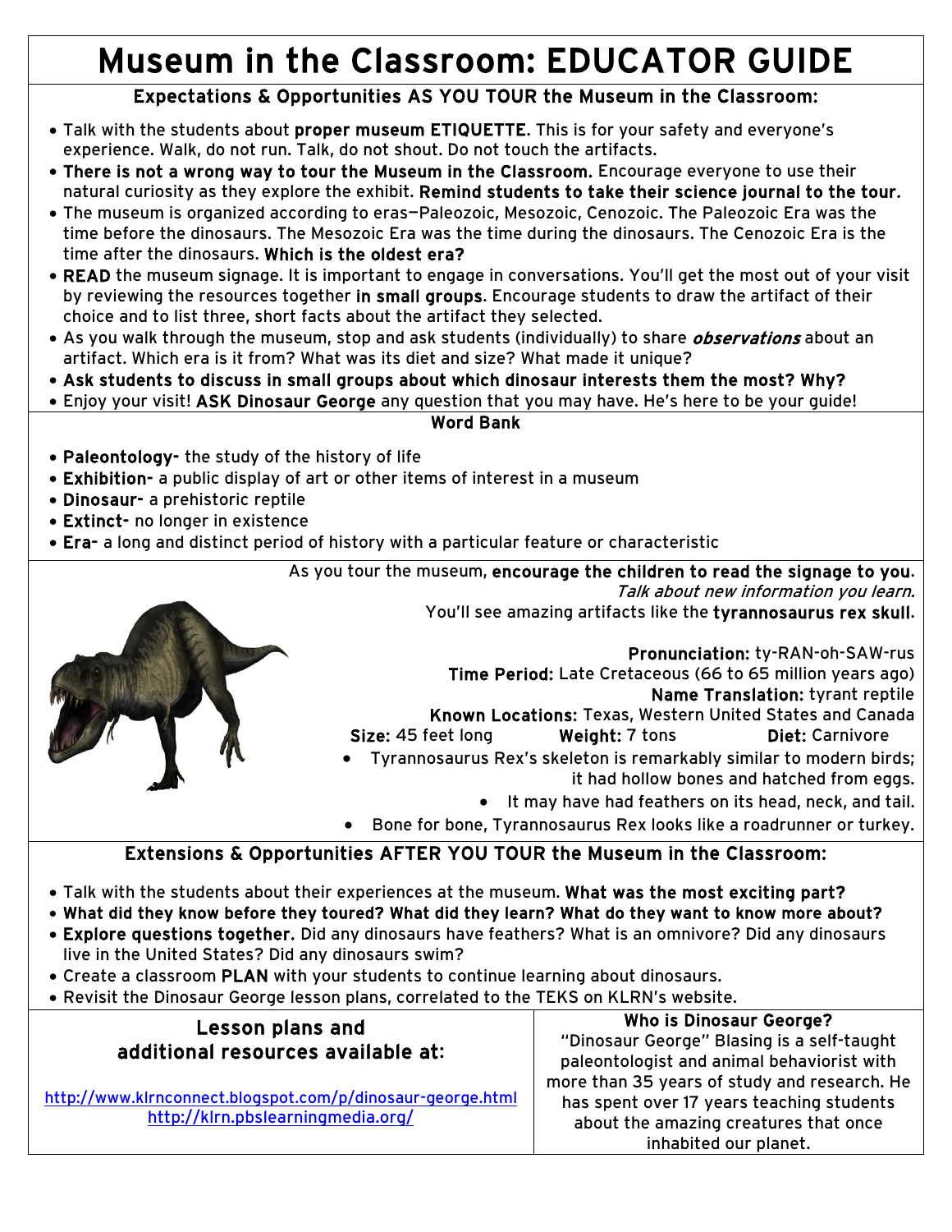# Museum in the Classroom: EDUCATOR GUIDE

## Expectations & Opportunities AS YOU TOUR the Museum in the Classroom:

- Talk with the students about **proper museum ETIQUETTE**. This is for your safety and everyone's experience. Walk, do not run. Talk, do not shout. Do not touch the artifacts.
- **There is not a wrong way to tour the Museum in the Classroom.** Encourage everyone to use their natural curiosity as they explore the exhibit. **Remind students to take their science journal to the tour.**
- The museum is organized according to eras—Paleozoic, Mesozoic, Cenozoic. The Paleozoic Era was the time before the dinosaurs. The Mesozoic Era was the time during the dinosaurs. The Cenozoic Era is the time after the dinosaurs. **Which is the oldest era?**
- **READ** the museum signage. It is important to engage in conversations. You'll get the most out of your visit by reviewing the resources together **in small groups**. Encourage students to draw the artifact of their choice and to list three, short facts about the artifact they selected.
- As you walk through the museum, stop and ask students (individually) to share ***observations*** about an artifact. Which era is it from? What was its diet and size? What made it unique?
- **Ask students to discuss in small groups about which dinosaur interests them the most? Why?**
- Enjoy your visit! **ASK Dinosaur George** any question that you may have. He's here to be your guide!

## Word Bank

- **Paleontology-** the study of the history of life
- **Exhibition-** a public display of art or other items of interest in a museum
- **Dinosaur-** a prehistoric reptile
- **Extinct-** no longer in existence
- **Era-** a long and distinct period of history with a particular feature or characteristic

As you tour the museum, **encourage the children to read the signage to you**.
*Talk about new information you learn.*
You'll see amazing artifacts like the **tyrannosaurus rex skull**.

**Pronunciation:** ty-RAN-oh-SAW-rus
**Time Period:** Late Cretaceous (66 to 65 million years ago)
**Name Translation:** tyrant reptile
**Known Locations:** Texas, Western United States and Canada
**Size:** 45 feet long **Weight:** 7 tons **Diet:** Carnivore

- Tyrannosaurus Rex's skeleton is remarkably similar to modern birds; it had hollow bones and hatched from eggs.
- It may have had feathers on its head, neck, and tail.
- Bone for bone, Tyrannosaurus Rex looks like a roadrunner or turkey.

## Extensions & Opportunities AFTER YOU TOUR the Museum in the Classroom:

- Talk with the students about their experiences at the museum. **What was the most exciting part?**
- **What did they know before they toured? What did they learn? What do they want to know more about?**
- **Explore questions together.** Did any dinosaurs have feathers? What is an omnivore? Did any dinosaurs live in the United States? Did any dinosaurs swim?
- Create a classroom **PLAN** with your students to continue learning about dinosaurs.
- Revisit the Dinosaur George lesson plans, correlated to the TEKS on KLRN's website.

### Lesson plans and additional resources available at:

http://www.klrnconnect.blogspot.com/p/dinosaur-george.html
http://klrn.pbslearningmedia.org/

### Who is Dinosaur George?

"Dinosaur George" Blasing is a self-taught paleontologist and animal behaviorist with more than 35 years of study and research. He has spent over 17 years teaching students about the amazing creatures that once inhabited our planet.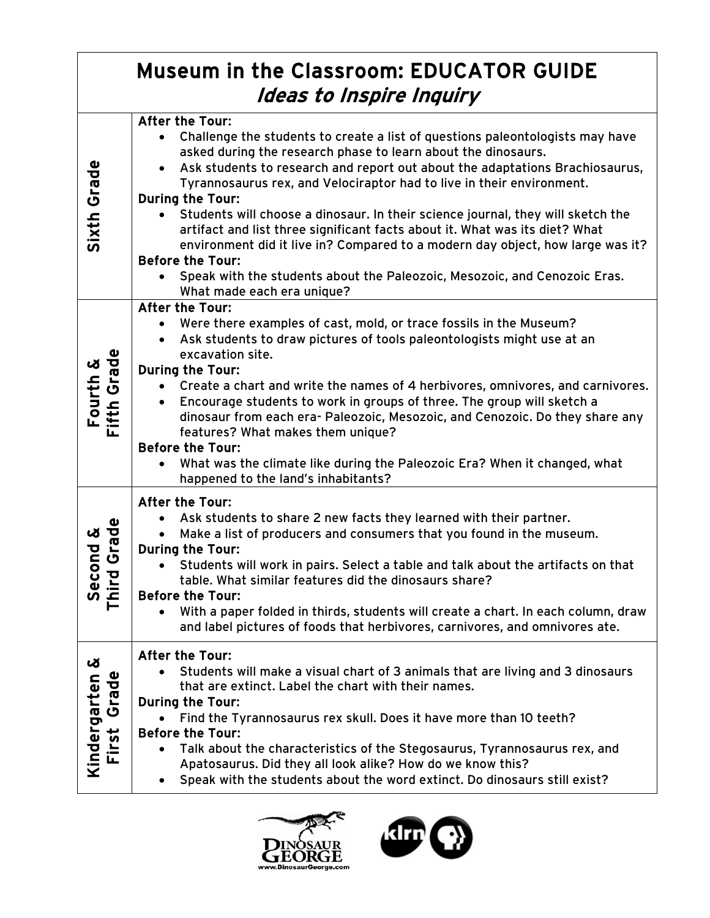# Museum in the Classroom: EDUCATOR GUIDE

## *Ideas to Inspire Inquiry*

| | |
|---|---|
| **Sixth Grade** | **After the Tour:**<br>• Challenge the students to create a list of questions paleontologists may have asked during the research phase to learn about the dinosaurs.<br>• Ask students to research and report out about the adaptations Brachiosaurus, Tyrannosaurus rex, and Velociraptor had to live in their environment.<br>**During the Tour:**<br>• Students will choose a dinosaur. In their science journal, they will sketch the artifact and list three significant facts about it. What was its diet? What environment did it live in? Compared to a modern day object, how large was it?<br>**Before the Tour:**<br>• Speak with the students about the Paleozoic, Mesozoic, and Cenozoic Eras. What made each era unique? |
| **Fourth & Fifth Grade** | **After the Tour:**<br>• Were there examples of cast, mold, or trace fossils in the Museum?<br>• Ask students to draw pictures of tools paleontologists might use at an excavation site.<br>**During the Tour:**<br>• Create a chart and write the names of 4 herbivores, omnivores, and carnivores.<br>• Encourage students to work in groups of three. The group will sketch a dinosaur from each era- Paleozoic, Mesozoic, and Cenozoic. Do they share any features? What makes them unique?<br>**Before the Tour:**<br>• What was the climate like during the Paleozoic Era? When it changed, what happened to the land's inhabitants? |
| **Second & Third Grade** | **After the Tour:**<br>• Ask students to share 2 new facts they learned with their partner.<br>• Make a list of producers and consumers that you found in the museum.<br>**During the Tour:**<br>• Students will work in pairs. Select a table and talk about the artifacts on that table. What similar features did the dinosaurs share?<br>**Before the Tour:**<br>• With a paper folded in thirds, students will create a chart. In each column, draw and label pictures of foods that herbivores, carnivores, and omnivores ate. |
| **Kindergarten & First Grade** | **After the Tour:**<br>• Students will make a visual chart of 3 animals that are living and 3 dinosaurs that are extinct. Label the chart with their names.<br>**During the Tour:**<br>• Find the Tyrannosaurus rex skull. Does it have more than 10 teeth?<br>**Before the Tour:**<br>• Talk about the characteristics of the Stegosaurus, Tyrannosaurus rex, and Apatosaurus. Did they all look alike? How do we know this?<br>• Speak with the students about the word extinct. Do dinosaurs still exist? |

DINOSAUR GEORGE
www.DinosaurGeorge.com

klrn